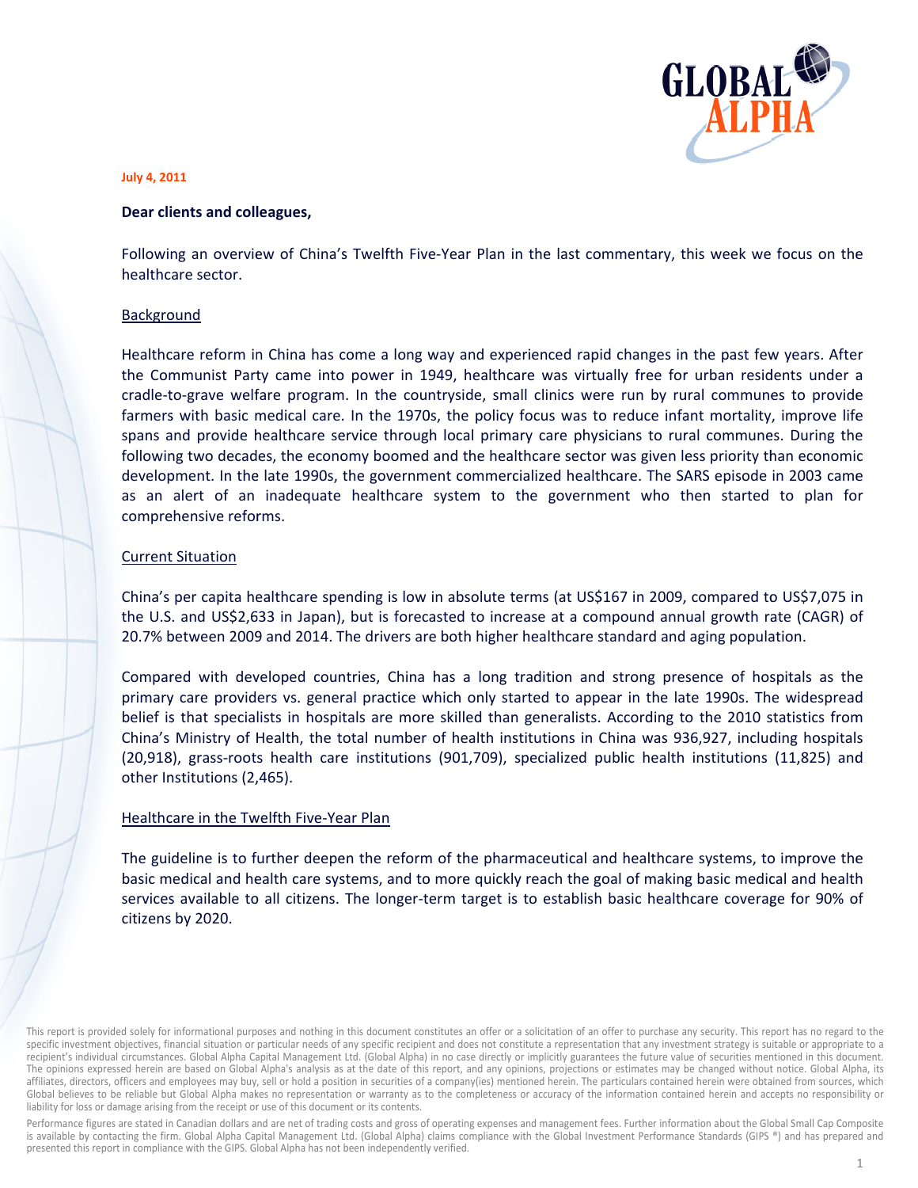**July 4, 2011**

**Dear clients and colleagues,**

Following an overview of China's Twelfth Five-Year Plan in the last commentary, this week we focus on the healthcare sector.

## Background

Healthcare reform in China has come a long way and experienced rapid changes in the past few years. After the Communist Party came into power in 1949, healthcare was virtually free for urban residents under a cradle-to-grave welfare program. In the countryside, small clinics were run by rural communes to provide farmers with basic medical care. In the 1970s, the policy focus was to reduce infant mortality, improve life spans and provide healthcare service through local primary care physicians to rural communes. During the following two decades, the economy boomed and the healthcare sector was given less priority than economic development. In the late 1990s, the government commercialized healthcare. The SARS episode in 2003 came as an alert of an inadequate healthcare system to the government who then started to plan for comprehensive reforms.

## Current Situation

China's per capita healthcare spending is low in absolute terms (at US$167 in 2009, compared to US$7,075 in the U.S. and US$2,633 in Japan), but is forecasted to increase at a compound annual growth rate (CAGR) of 20.7% between 2009 and 2014. The drivers are both higher healthcare standard and aging population.

Compared with developed countries, China has a long tradition and strong presence of hospitals as the primary care providers vs. general practice which only started to appear in the late 1990s. The widespread belief is that specialists in hospitals are more skilled than generalists. According to the 2010 statistics from China's Ministry of Health, the total number of health institutions in China was 936,927, including hospitals (20,918), grass-roots health care institutions (901,709), specialized public health institutions (11,825) and other Institutions (2,465).

## Healthcare in the Twelfth Five-Year Plan

The guideline is to further deepen the reform of the pharmaceutical and healthcare systems, to improve the basic medical and health care systems, and to more quickly reach the goal of making basic medical and health services available to all citizens. The longer-term target is to establish basic healthcare coverage for 90% of citizens by 2020.

This report is provided solely for informational purposes and nothing in this document constitutes an offer or a solicitation of an offer to purchase any security. This report has no regard to the specific investment objectives, financial situation or particular needs of any specific recipient and does not constitute a representation that any investment strategy is suitable or appropriate to a recipient's individual circumstances. Global Alpha Capital Management Ltd. (Global Alpha) in no case directly or implicitly guarantees the future value of securities mentioned in this document. The opinions expressed herein are based on Global Alpha's analysis as at the date of this report, and any opinions, projections or estimates may be changed without notice. Global Alpha, its affiliates, directors, officers and employees may buy, sell or hold a position in securities of a company(ies) mentioned herein. The particulars contained herein were obtained from sources, which Global believes to be reliable but Global Alpha makes no representation or warranty as to the completeness or accuracy of the information contained herein and accepts no responsibility or liability for loss or damage arising from the receipt or use of this document or its contents.

Performance figures are stated in Canadian dollars and are net of trading costs and gross of operating expenses and management fees. Further information about the Global Small Cap Composite is available by contacting the firm. Global Alpha Capital Management Ltd. (Global Alpha) claims compliance with the Global Investment Performance Standards (GIPS ®) and has prepared and presented this report in compliance with the GIPS. Global Alpha has not been independently verified.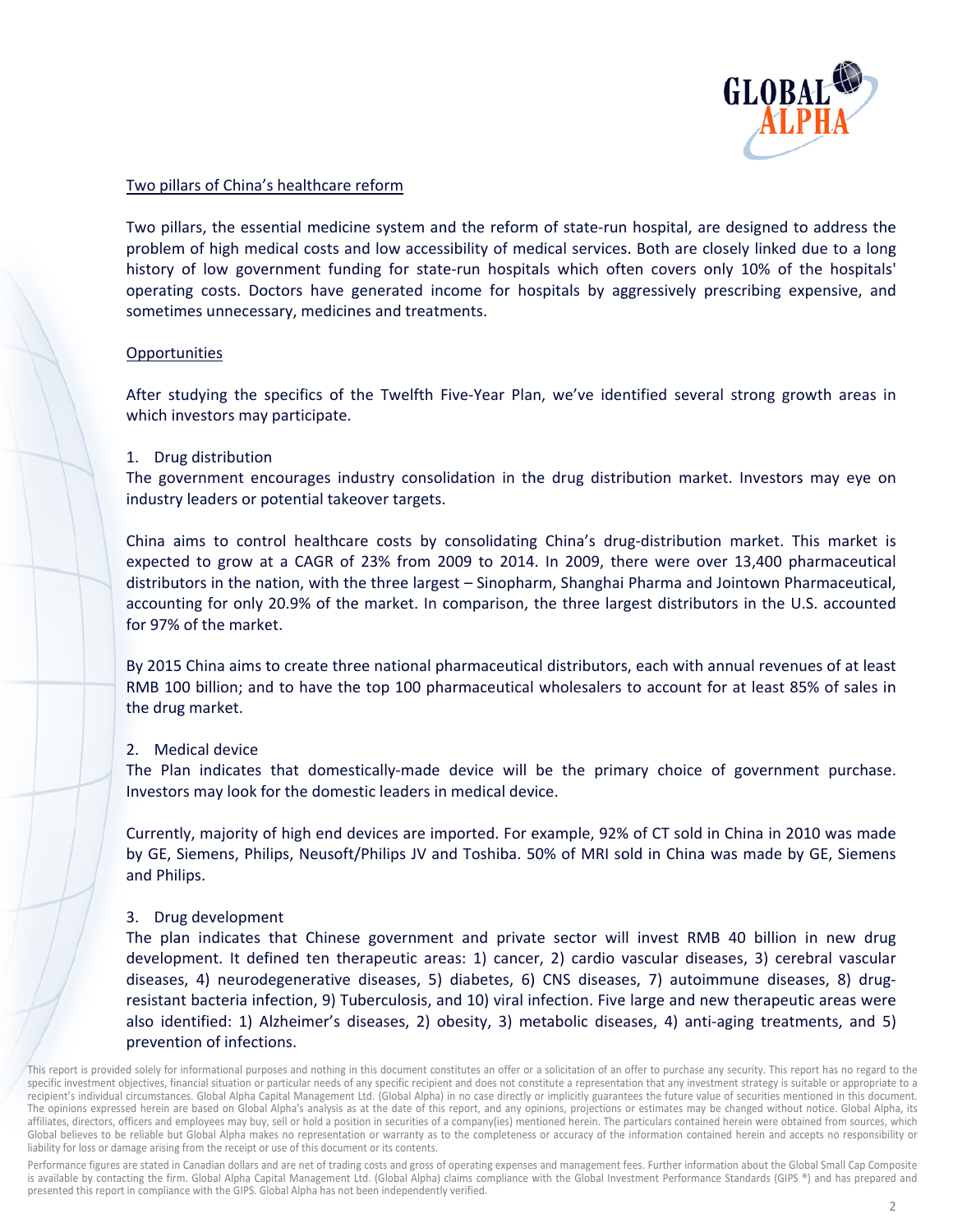## Two pillars of China's healthcare reform

Two pillars, the essential medicine system and the reform of state-run hospital, are designed to address the problem of high medical costs and low accessibility of medical services. Both are closely linked due to a long history of low government funding for state-run hospitals which often covers only 10% of the hospitals' operating costs. Doctors have generated income for hospitals by aggressively prescribing expensive, and sometimes unnecessary, medicines and treatments.

## Opportunities

After studying the specifics of the Twelfth Five-Year Plan, we've identified several strong growth areas in which investors may participate.

1. Drug distribution

The government encourages industry consolidation in the drug distribution market. Investors may eye on industry leaders or potential takeover targets.

China aims to control healthcare costs by consolidating China's drug-distribution market. This market is expected to grow at a CAGR of 23% from 2009 to 2014. In 2009, there were over 13,400 pharmaceutical distributors in the nation, with the three largest – Sinopharm, Shanghai Pharma and Jointown Pharmaceutical, accounting for only 20.9% of the market. In comparison, the three largest distributors in the U.S. accounted for 97% of the market.

By 2015 China aims to create three national pharmaceutical distributors, each with annual revenues of at least RMB 100 billion; and to have the top 100 pharmaceutical wholesalers to account for at least 85% of sales in the drug market.

2. Medical device

The Plan indicates that domestically-made device will be the primary choice of government purchase. Investors may look for the domestic leaders in medical device.

Currently, majority of high end devices are imported. For example, 92% of CT sold in China in 2010 was made by GE, Siemens, Philips, Neusoft/Philips JV and Toshiba. 50% of MRI sold in China was made by GE, Siemens and Philips.

3. Drug development

The plan indicates that Chinese government and private sector will invest RMB 40 billion in new drug development. It defined ten therapeutic areas: 1) cancer, 2) cardio vascular diseases, 3) cerebral vascular diseases, 4) neurodegenerative diseases, 5) diabetes, 6) CNS diseases, 7) autoimmune diseases, 8) drug-resistant bacteria infection, 9) Tuberculosis, and 10) viral infection. Five large and new therapeutic areas were also identified: 1) Alzheimer's diseases, 2) obesity, 3) metabolic diseases, 4) anti-aging treatments, and 5) prevention of infections.

This report is provided solely for informational purposes and nothing in this document constitutes an offer or a solicitation of an offer to purchase any security. This report has no regard to the specific investment objectives, financial situation or particular needs of any specific recipient and does not constitute a representation that any investment strategy is suitable or appropriate to a recipient's individual circumstances. Global Alpha Capital Management Ltd. (Global Alpha) in no case directly or implicitly guarantees the future value of securities mentioned in this document. The opinions expressed herein are based on Global Alpha's analysis as at the date of this report, and any opinions, projections or estimates may be changed without notice. Global Alpha, its affiliates, directors, officers and employees may buy, sell or hold a position in securities of a company(ies) mentioned herein. The particulars contained herein were obtained from sources, which Global believes to be reliable but Global Alpha makes no representation or warranty as to the completeness or accuracy of the information contained herein and accepts no responsibility or liability for loss or damage arising from the receipt or use of this document or its contents.

Performance figures are stated in Canadian dollars and are net of trading costs and gross of operating expenses and management fees. Further information about the Global Small Cap Composite is available by contacting the firm. Global Alpha Capital Management Ltd. (Global Alpha) claims compliance with the Global Investment Performance Standards (GIPS ®) and has prepared and presented this report in compliance with the GIPS. Global Alpha has not been independently verified.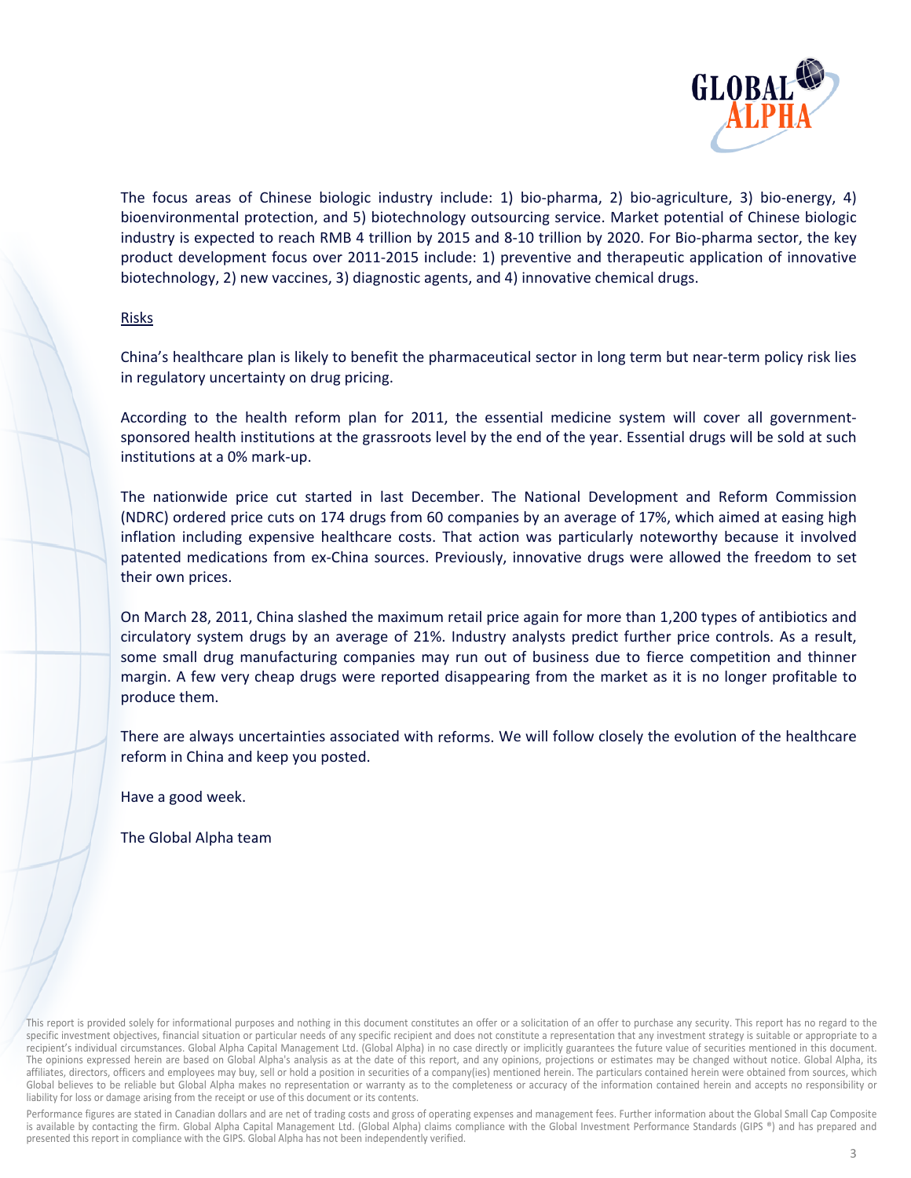The focus areas of Chinese biologic industry include: 1) bio-pharma, 2) bio-agriculture, 3) bio-energy, 4) bioenvironmental protection, and 5) biotechnology outsourcing service. Market potential of Chinese biologic industry is expected to reach RMB 4 trillion by 2015 and 8-10 trillion by 2020. For Bio-pharma sector, the key product development focus over 2011-2015 include: 1) preventive and therapeutic application of innovative biotechnology, 2) new vaccines, 3) diagnostic agents, and 4) innovative chemical drugs.

<u>Risks</u>

China's healthcare plan is likely to benefit the pharmaceutical sector in long term but near-term policy risk lies in regulatory uncertainty on drug pricing.

According to the health reform plan for 2011, the essential medicine system will cover all government-sponsored health institutions at the grassroots level by the end of the year. Essential drugs will be sold at such institutions at a 0% mark-up.

The nationwide price cut started in last December. The National Development and Reform Commission (NDRC) ordered price cuts on 174 drugs from 60 companies by an average of 17%, which aimed at easing high inflation including expensive healthcare costs. That action was particularly noteworthy because it involved patented medications from ex-China sources. Previously, innovative drugs were allowed the freedom to set their own prices.

On March 28, 2011, China slashed the maximum retail price again for more than 1,200 types of antibiotics and circulatory system drugs by an average of 21%. Industry analysts predict further price controls. As a result, some small drug manufacturing companies may run out of business due to fierce competition and thinner margin. A few very cheap drugs were reported disappearing from the market as it is no longer profitable to produce them.

There are always uncertainties associated with reforms. We will follow closely the evolution of the healthcare reform in China and keep you posted.

Have a good week.

The Global Alpha team

This report is provided solely for informational purposes and nothing in this document constitutes an offer or a solicitation of an offer to purchase any security. This report has no regard to the specific investment objectives, financial situation or particular needs of any specific recipient and does not constitute a representation that any investment strategy is suitable or appropriate to a recipient's individual circumstances. Global Alpha Capital Management Ltd. (Global Alpha) in no case directly or implicitly guarantees the future value of securities mentioned in this document. The opinions expressed herein are based on Global Alpha's analysis as at the date of this report, and any opinions, projections or estimates may be changed without notice. Global Alpha, its affiliates, directors, officers and employees may buy, sell or hold a position in securities of a company(ies) mentioned herein. The particulars contained herein were obtained from sources, which Global believes to be reliable but Global Alpha makes no representation or warranty as to the completeness or accuracy of the information contained herein and accepts no responsibility or liability for loss or damage arising from the receipt or use of this document or its contents.

Performance figures are stated in Canadian dollars and are net of trading costs and gross of operating expenses and management fees. Further information about the Global Small Cap Composite is available by contacting the firm. Global Alpha Capital Management Ltd. (Global Alpha) claims compliance with the Global Investment Performance Standards (GIPS ®) and has prepared and presented this report in compliance with the GIPS. Global Alpha has not been independently verified.